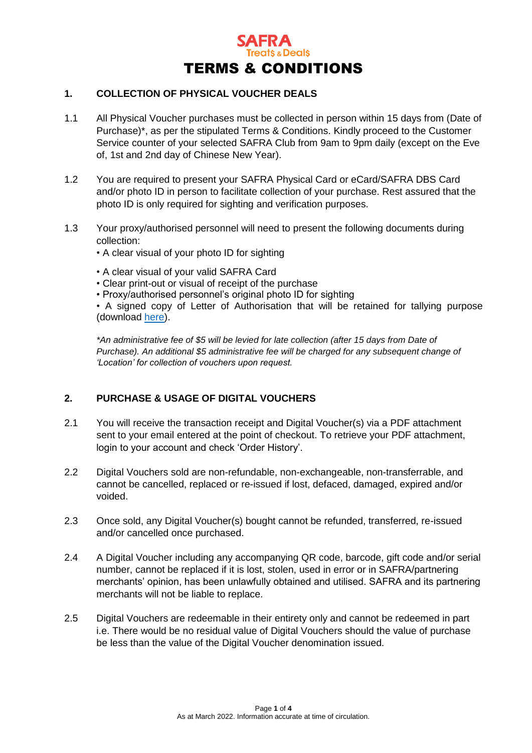SAFRA Treats & Deals

# TERMS & CONDITIONS

## 1. COLLECTION OF PHYSICAL VOUCHER DEALS

1.1 All Physical Voucher purchases must be collected in person within 15 days from (Date of Purchase)*, as per the stipulated Terms & Conditions. Kindly proceed to the Customer Service counter of your selected SAFRA Club from 9am to 9pm daily (except on the Eve of, 1st and 2nd day of Chinese New Year).

1.2 You are required to present your SAFRA Physical Card or eCard/SAFRA DBS Card and/or photo ID in person to facilitate collection of your purchase. Rest assured that the photo ID is only required for sighting and verification purposes.

1.3 Your proxy/authorised personnel will need to present the following documents during collection:

- A clear visual of your photo ID for sighting
- A clear visual of your valid SAFRA Card
- Clear print-out or visual of receipt of the purchase
- Proxy/authorised personnel's original photo ID for sighting
- A signed copy of Letter of Authorisation that will be retained for tallying purpose (download here).

*\*An administrative fee of $5 will be levied for late collection (after 15 days from Date of Purchase). An additional $5 administrative fee will be charged for any subsequent change of 'Location' for collection of vouchers upon request.*

## 2. PURCHASE & USAGE OF DIGITAL VOUCHERS

2.1 You will receive the transaction receipt and Digital Voucher(s) via a PDF attachment sent to your email entered at the point of checkout. To retrieve your PDF attachment, login to your account and check 'Order History'.

2.2 Digital Vouchers sold are non-refundable, non-exchangeable, non-transferrable, and cannot be cancelled, replaced or re-issued if lost, defaced, damaged, expired and/or voided.

2.3 Once sold, any Digital Voucher(s) bought cannot be refunded, transferred, re-issued and/or cancelled once purchased.

2.4 A Digital Voucher including any accompanying QR code, barcode, gift code and/or serial number, cannot be replaced if it is lost, stolen, used in error or in SAFRA/partnering merchants' opinion, has been unlawfully obtained and utilised. SAFRA and its partnering merchants will not be liable to replace.

2.5 Digital Vouchers are redeemable in their entirety only and cannot be redeemed in part i.e. There would be no residual value of Digital Vouchers should the value of purchase be less than the value of the Digital Voucher denomination issued.

As at March 2022. Information accurate at time of circulation.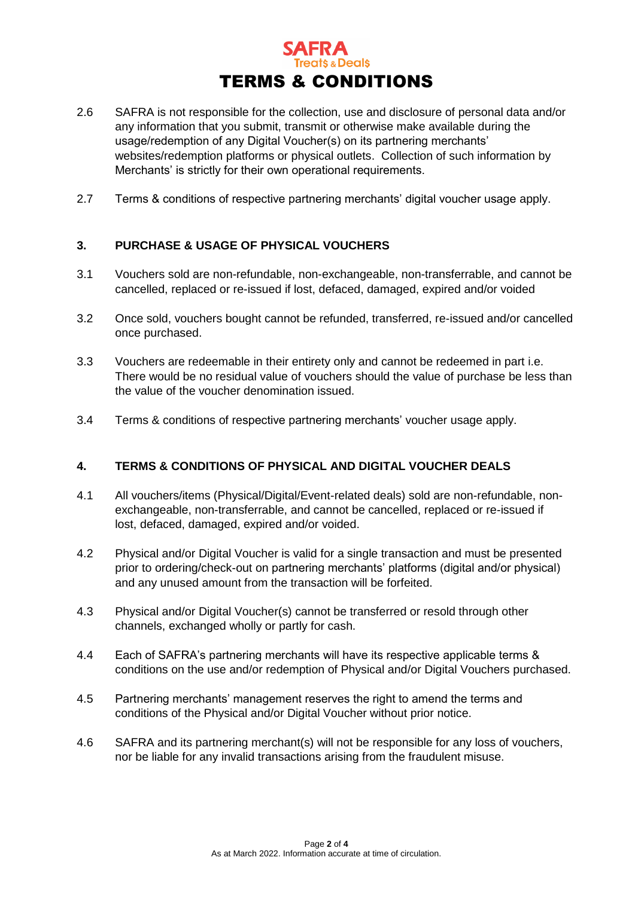# TERMS & CONDITIONS

2.6 SAFRA is not responsible for the collection, use and disclosure of personal data and/or any information that you submit, transmit or otherwise make available during the usage/redemption of any Digital Voucher(s) on its partnering merchants' websites/redemption platforms or physical outlets. Collection of such information by Merchants' is strictly for their own operational requirements.

2.7 Terms & conditions of respective partnering merchants' digital voucher usage apply.

## 3. PURCHASE & USAGE OF PHYSICAL VOUCHERS

3.1 Vouchers sold are non-refundable, non-exchangeable, non-transferrable, and cannot be cancelled, replaced or re-issued if lost, defaced, damaged, expired and/or voided

3.2 Once sold, vouchers bought cannot be refunded, transferred, re-issued and/or cancelled once purchased.

3.3 Vouchers are redeemable in their entirety only and cannot be redeemed in part i.e. There would be no residual value of vouchers should the value of purchase be less than the value of the voucher denomination issued.

3.4 Terms & conditions of respective partnering merchants' voucher usage apply.

## 4. TERMS & CONDITIONS OF PHYSICAL AND DIGITAL VOUCHER DEALS

4.1 All vouchers/items (Physical/Digital/Event-related deals) sold are non-refundable, non-exchangeable, non-transferrable, and cannot be cancelled, replaced or re-issued if lost, defaced, damaged, expired and/or voided.

4.2 Physical and/or Digital Voucher is valid for a single transaction and must be presented prior to ordering/check-out on partnering merchants' platforms (digital and/or physical) and any unused amount from the transaction will be forfeited.

4.3 Physical and/or Digital Voucher(s) cannot be transferred or resold through other channels, exchanged wholly or partly for cash.

4.4 Each of SAFRA's partnering merchants will have its respective applicable terms & conditions on the use and/or redemption of Physical and/or Digital Vouchers purchased.

4.5 Partnering merchants' management reserves the right to amend the terms and conditions of the Physical and/or Digital Voucher without prior notice.

4.6 SAFRA and its partnering merchant(s) will not be responsible for any loss of vouchers, nor be liable for any invalid transactions arising from the fraudulent misuse.

As at March 2022. Information accurate at time of circulation.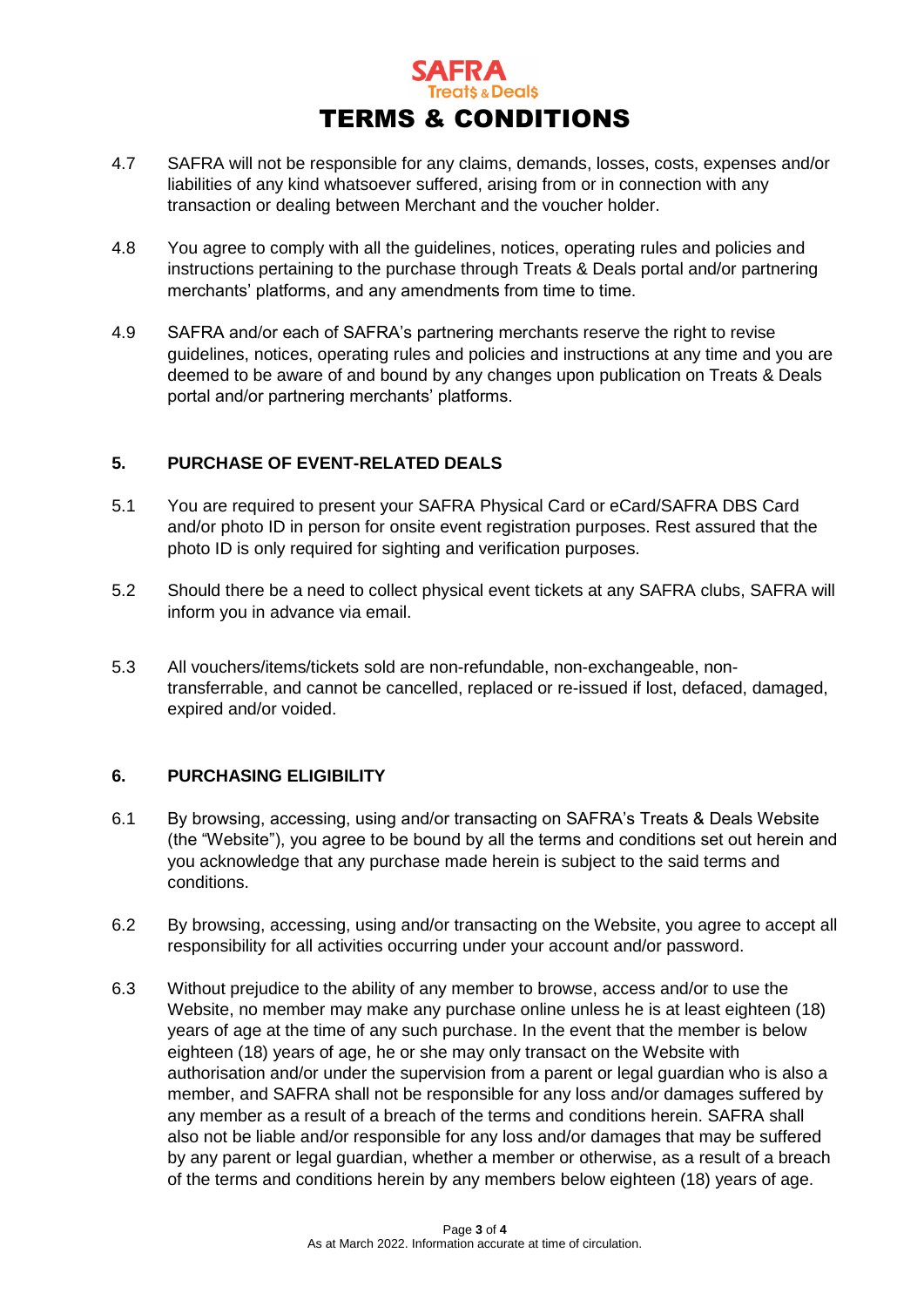4.7 SAFRA will not be responsible for any claims, demands, losses, costs, expenses and/or liabilities of any kind whatsoever suffered, arising from or in connection with any transaction or dealing between Merchant and the voucher holder.

4.8 You agree to comply with all the guidelines, notices, operating rules and policies and instructions pertaining to the purchase through Treats & Deals portal and/or partnering merchants' platforms, and any amendments from time to time.

4.9 SAFRA and/or each of SAFRA's partnering merchants reserve the right to revise guidelines, notices, operating rules and policies and instructions at any time and you are deemed to be aware of and bound by any changes upon publication on Treats & Deals portal and/or partnering merchants' platforms.

## 5. PURCHASE OF EVENT-RELATED DEALS

5.1 You are required to present your SAFRA Physical Card or eCard/SAFRA DBS Card and/or photo ID in person for onsite event registration purposes. Rest assured that the photo ID is only required for sighting and verification purposes.

5.2 Should there be a need to collect physical event tickets at any SAFRA clubs, SAFRA will inform you in advance via email.

5.3 All vouchers/items/tickets sold are non-refundable, non-exchangeable, non-transferrable, and cannot be cancelled, replaced or re-issued if lost, defaced, damaged, expired and/or voided.

## 6. PURCHASING ELIGIBILITY

6.1 By browsing, accessing, using and/or transacting on SAFRA's Treats & Deals Website (the "Website"), you agree to be bound by all the terms and conditions set out herein and you acknowledge that any purchase made herein is subject to the said terms and conditions.

6.2 By browsing, accessing, using and/or transacting on the Website, you agree to accept all responsibility for all activities occurring under your account and/or password.

6.3 Without prejudice to the ability of any member to browse, access and/or to use the Website, no member may make any purchase online unless he is at least eighteen (18) years of age at the time of any such purchase. In the event that the member is below eighteen (18) years of age, he or she may only transact on the Website with authorisation and/or under the supervision from a parent or legal guardian who is also a member, and SAFRA shall not be responsible for any loss and/or damages suffered by any member as a result of a breach of the terms and conditions herein. SAFRA shall also not be liable and/or responsible for any loss and/or damages that may be suffered by any parent or legal guardian, whether a member or otherwise, as a result of a breach of the terms and conditions herein by any members below eighteen (18) years of age.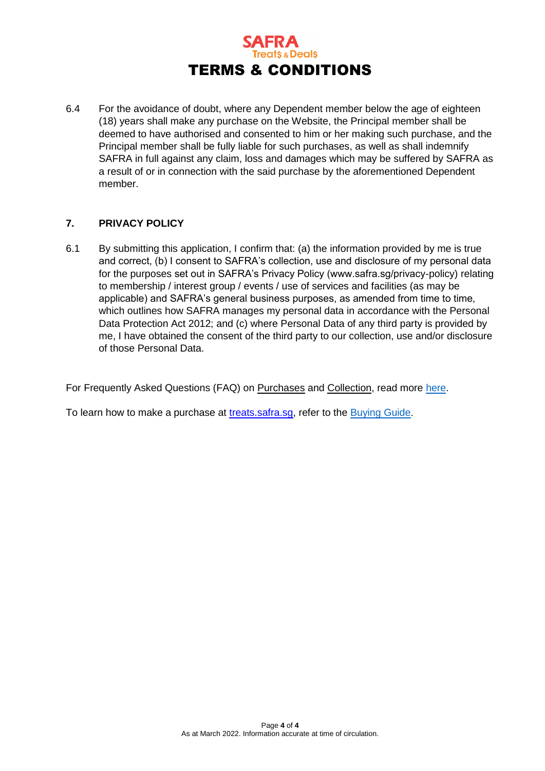6.4 For the avoidance of doubt, where any Dependent member below the age of eighteen (18) years shall make any purchase on the Website, the Principal member shall be deemed to have authorised and consented to him or her making such purchase, and the Principal member shall be fully liable for such purchases, as well as shall indemnify SAFRA in full against any claim, loss and damages which may be suffered by SAFRA as a result of or in connection with the said purchase by the aforementioned Dependent member.

## 7. PRIVACY POLICY

6.1 By submitting this application, I confirm that: (a) the information provided by me is true and correct, (b) I consent to SAFRA's collection, use and disclosure of my personal data for the purposes set out in SAFRA's Privacy Policy (www.safra.sg/privacy-policy) relating to membership / interest group / events / use of services and facilities (as may be applicable) and SAFRA's general business purposes, as amended from time to time, which outlines how SAFRA manages my personal data in accordance with the Personal Data Protection Act 2012; and (c) where Personal Data of any third party is provided by me, I have obtained the consent of the third party to our collection, use and/or disclosure of those Personal Data.

For Frequently Asked Questions (FAQ) on Purchases and Collection, read more here.

To learn how to make a purchase at treats.safra.sg, refer to the Buying Guide.